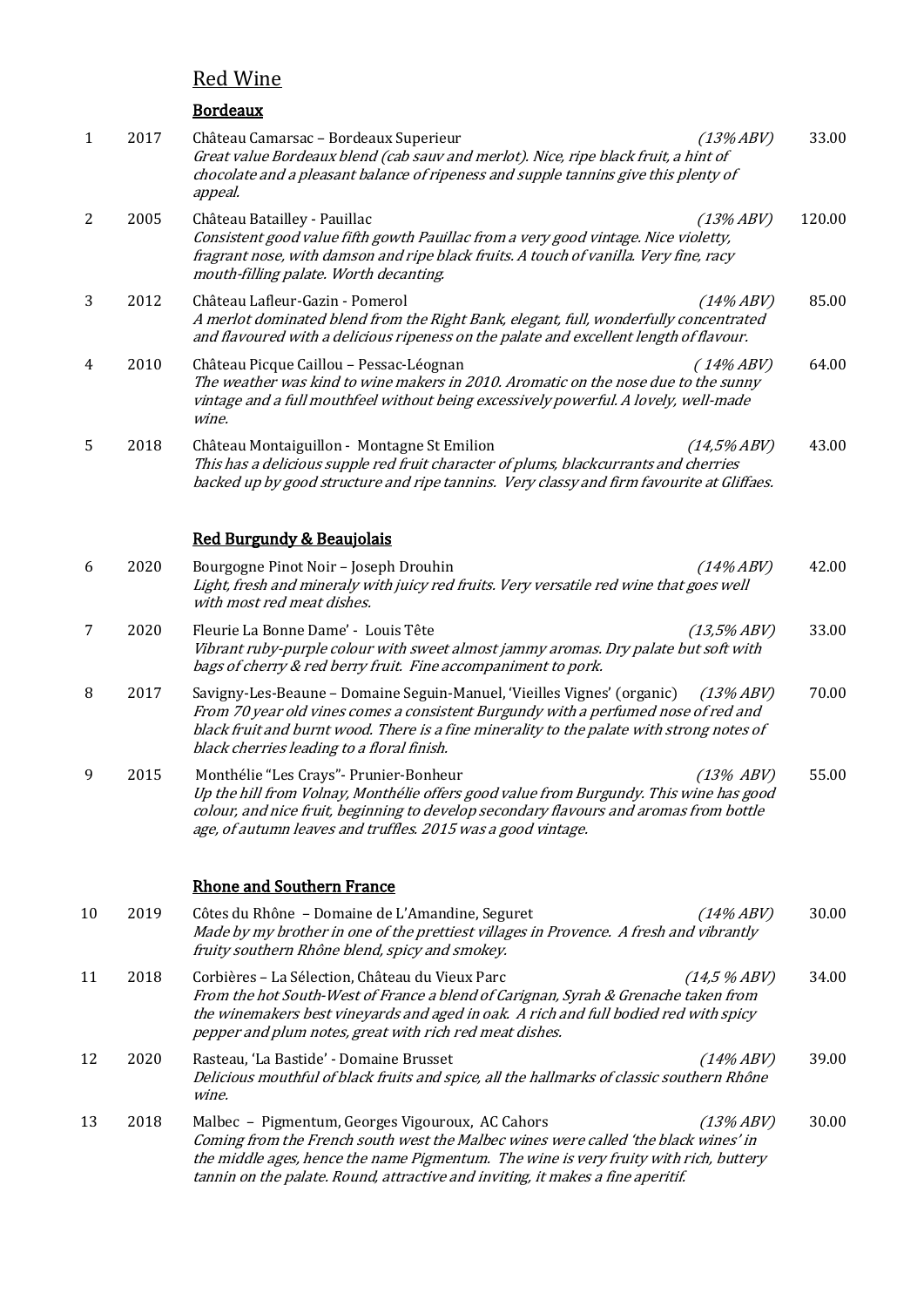# Red Wine

## Bordeaux

1 | 2017 | Château Camarsac – Bordeaux Superieur *(13% ABV)* 33.00

*Great value Bordeaux blend (cab sauv and merlot). Nice, ripe black fruit, a hint of chocolate and a pleasant balance of ripeness and supple tannins give this plenty of appeal.*

2 | 2005 | Château Batailley - Pauillac *(13% ABV)* 120.00

*Consistent good value fifth gowth Pauillac from a very good vintage. Nice violetty, fragrant nose, with damson and ripe black fruits. A touch of vanilla. Very fine, racy mouth-filling palate. Worth decanting.*

3 | 2012 | Château Lafleur-Gazin - Pomerol *(14% ABV)* 85.00

*A merlot dominated blend from the Right Bank, elegant, full, wonderfully concentrated and flavoured with a delicious ripeness on the palate and excellent length of flavour.*

4 | 2010 | Château Picque Caillou – Pessac-Léognan *( 14% ABV)* 64.00

*The weather was kind to wine makers in 2010. Aromatic on the nose due to the sunny vintage and a full mouthfeel without being excessively powerful. A lovely, well-made wine.*

5 | 2018 | Château Montaiguillon - Montagne St Emilion *(14,5% ABV)* 43.00

*This has a delicious supple red fruit character of plums, blackcurrants and cherries backed up by good structure and ripe tannins. Very classy and firm favourite at Gliffaes.*

## Red Burgundy & Beaujolais

6 | 2020 | Bourgogne Pinot Noir – Joseph Drouhin *(14% ABV)* 42.00

*Light, fresh and mineraly with juicy red fruits. Very versatile red wine that goes well with most red meat dishes.*

7 | 2020 | Fleurie La Bonne Dame' - Louis Tête *(13,5% ABV)* 33.00

*Vibrant ruby-purple colour with sweet almost jammy aromas. Dry palate but soft with bags of cherry & red berry fruit. Fine accompaniment to pork.*

8 | 2017 | Savigny-Les-Beaune – Domaine Seguin-Manuel, 'Vieilles Vignes' (organic) *(13% ABV)* 70.00

*From 70 year old vines comes a consistent Burgundy with a perfumed nose of red and black fruit and burnt wood. There is a fine minerality to the palate with strong notes of black cherries leading to a floral finish.*

9 | 2015 | Monthélie "Les Crays"- Prunier-Bonheur *(13% ABV)* 55.00

*Up the hill from Volnay, Monthélie offers good value from Burgundy. This wine has good colour, and nice fruit, beginning to develop secondary flavours and aromas from bottle age, of autumn leaves and truffles. 2015 was a good vintage.*

## Rhone and Southern France

10 | 2019 | Côtes du Rhône – Domaine de L'Amandine, Seguret *(14% ABV)* 30.00

*Made by my brother in one of the prettiest villages in Provence. A fresh and vibrantly fruity southern Rhône blend, spicy and smokey.*

11 | 2018 | Corbières – La Sélection, Château du Vieux Parc *(14,5 % ABV)* 34.00

*From the hot South-West of France a blend of Carignan, Syrah & Grenache taken from the winemakers best vineyards and aged in oak. A rich and full bodied red with spicy pepper and plum notes, great with rich red meat dishes.*

12 | 2020 | Rasteau, 'La Bastide' - Domaine Brusset *(14% ABV)* 39.00

*Delicious mouthful of black fruits and spice, all the hallmarks of classic southern Rhône wine.*

13 | 2018 | Malbec – Pigmentum, Georges Vigouroux, AC Cahors *(13% ABV)* 30.00

*Coming from the French south west the Malbec wines were called 'the black wines' in the middle ages, hence the name Pigmentum. The wine is very fruity with rich, buttery tannin on the palate. Round, attractive and inviting, it makes a fine aperitif.*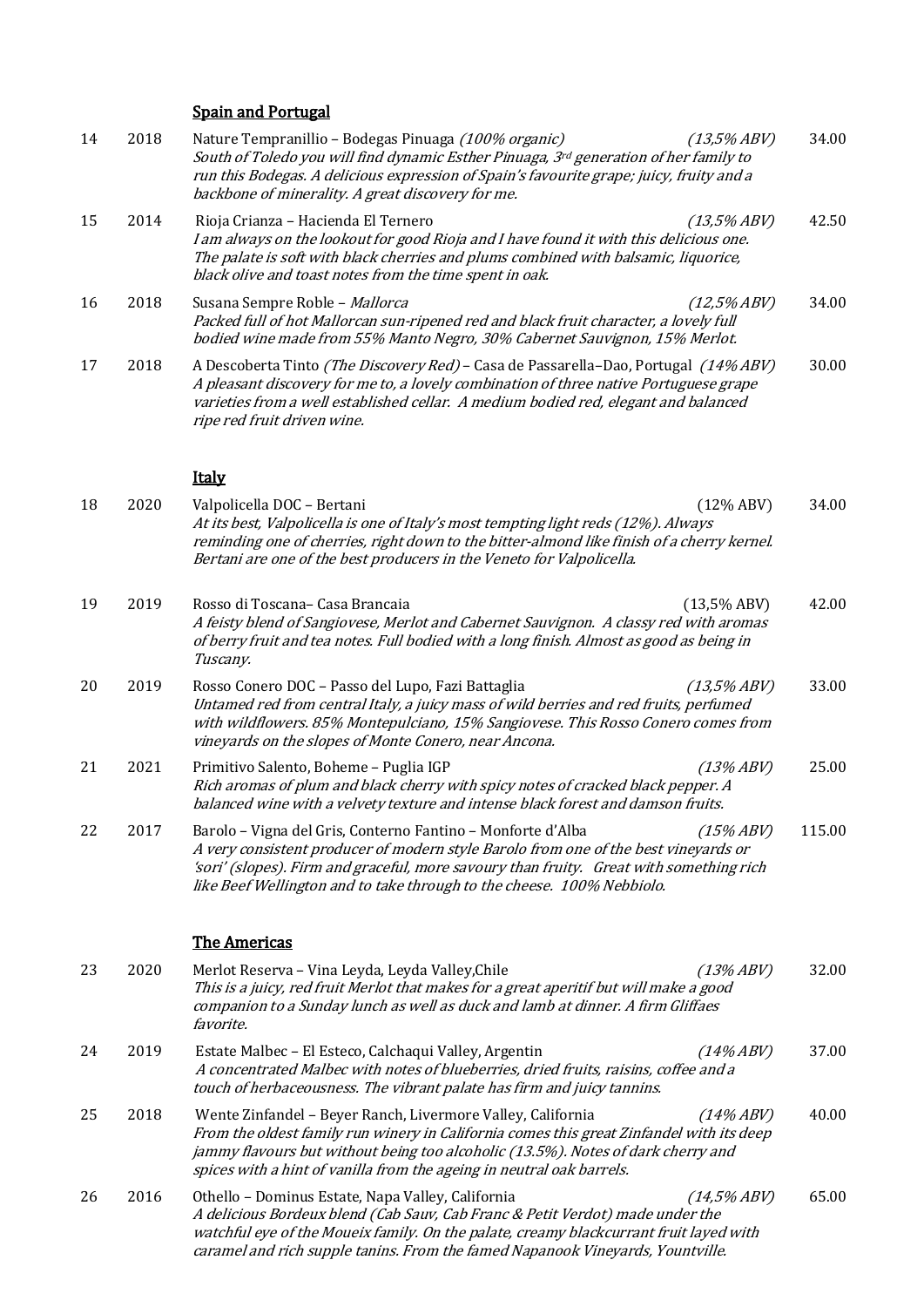## Spain and Portugal

14 | 2018 | Nature Tempranillio – Bodegas Pinuaga *(100% organic)* *(13,5% ABV)* | 34.00

*South of Toledo you will find dynamic Esther Pinuaga, 3rd generation of her family to run this Bodegas. A delicious expression of Spain's favourite grape; juicy, fruity and a backbone of minerality. A great discovery for me.*

15 | 2014 | Rioja Crianza – Hacienda El Ternero *(13,5% ABV)* | 42.50

*I am always on the lookout for good Rioja and I have found it with this delicious one. The palate is soft with black cherries and plums combined with balsamic, liquorice, black olive and toast notes from the time spent in oak.*

16 | 2018 | Susana Sempre Roble – *Mallorca* *(12,5% ABV)* | 34.00

*Packed full of hot Mallorcan sun-ripened red and black fruit character, a lovely full bodied wine made from 55% Manto Negro, 30% Cabernet Sauvignon, 15% Merlot.*

17 | 2018 | A Descoberta Tinto *(The Discovery Red)* – Casa de Passarella–Dao, Portugal *(14% ABV)* | 30.00

*A pleasant discovery for me to, a lovely combination of three native Portuguese grape varieties from a well established cellar. A medium bodied red, elegant and balanced ripe red fruit driven wine.*

## Italy

18 | 2020 | Valpolicella DOC – Bertani (12% ABV) | 34.00

*At its best, Valpolicella is one of Italy's most tempting light reds (12%). Always reminding one of cherries, right down to the bitter-almond like finish of a cherry kernel. Bertani are one of the best producers in the Veneto for Valpolicella.*

19 | 2019 | Rosso di Toscana– Casa Brancaia (13,5% ABV) | 42.00

*A feisty blend of Sangiovese, Merlot and Cabernet Sauvignon. A classy red with aromas of berry fruit and tea notes. Full bodied with a long finish. Almost as good as being in Tuscany.*

20 | 2019 | Rosso Conero DOC – Passo del Lupo, Fazi Battaglia *(13,5% ABV)* | 33.00

*Untamed red from central Italy, a juicy mass of wild berries and red fruits, perfumed with wildflowers. 85% Montepulciano, 15% Sangiovese. This Rosso Conero comes from vineyards on the slopes of Monte Conero, near Ancona.*

21 | 2021 | Primitivo Salento, Boheme – Puglia IGP *(13% ABV)* | 25.00

*Rich aromas of plum and black cherry with spicy notes of cracked black pepper. A balanced wine with a velvety texture and intense black forest and damson fruits.*

22 | 2017 | Barolo – Vigna del Gris, Conterno Fantino – Monforte d'Alba *(15% ABV)* | 115.00

*A very consistent producer of modern style Barolo from one of the best vineyards or 'sori' (slopes). Firm and graceful, more savoury than fruity. Great with something rich like Beef Wellington and to take through to the cheese. 100% Nebbiolo.*

## The Americas

23 | 2020 | Merlot Reserva – Vina Leyda, Leyda Valley,Chile *(13% ABV)* | 32.00

*This is a juicy, red fruit Merlot that makes for a great aperitif but will make a good companion to a Sunday lunch as well as duck and lamb at dinner. A firm Gliffaes favorite.*

24 | 2019 | Estate Malbec – El Esteco, Calchaqui Valley, Argentin *(14% ABV)* | 37.00

*A concentrated Malbec with notes of blueberries, dried fruits, raisins, coffee and a touch of herbaceousness. The vibrant palate has firm and juicy tannins.*

25 | 2018 | Wente Zinfandel – Beyer Ranch, Livermore Valley, California *(14% ABV)* | 40.00

*From the oldest family run winery in California comes this great Zinfandel with its deep jammy flavours but without being too alcoholic (13.5%). Notes of dark cherry and spices with a hint of vanilla from the ageing in neutral oak barrels.*

26 | 2016 | Othello – Dominus Estate, Napa Valley, California *(14,5% ABV)* | 65.00

*A delicious Bordeaux blend (Cab Sauv, Cab Franc & Petit Verdot) made under the watchful eye of the Moueix family. On the palate, creamy blackcurrant fruit layed with caramel and rich supple tanins. From the famed Napanook Vineyards, Yountville.*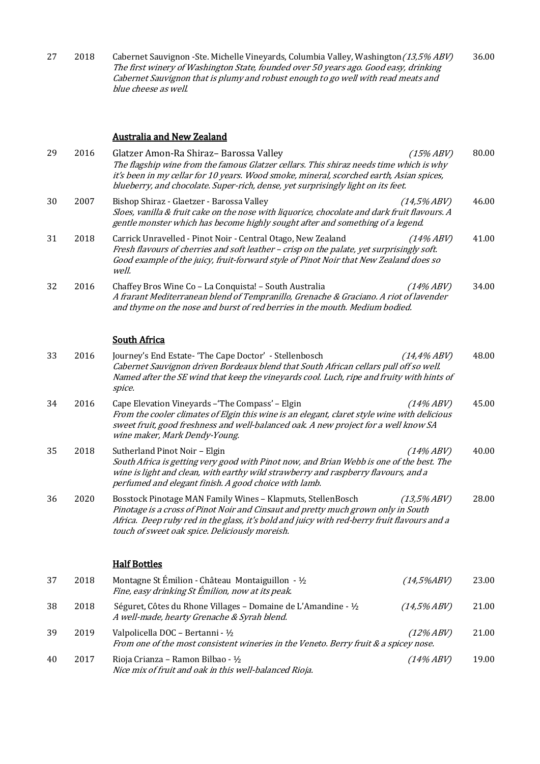| | | | | |
|---|---|---|---|---|
| 27 | 2018 | Cabernet Sauvignon -Ste. Michelle Vineyards, Columbia Valley, Washington<br>*The first winery of Washington State, founded over 50 years ago. Good easy, drinking Cabernet Sauvignon that is plumy and robust enough to go well with read meats and blue cheese as well.* | *(13,5% ABV)* | 36.00 |

## Australia and New Zealand

| | | | | |
|---|---|---|---|---|
| 29 | 2016 | Glatzer Amon-Ra Shiraz– Barossa Valley<br>*The flagship wine from the famous Glatzer cellars. This shiraz needs time which is why it's been in my cellar for 10 years. Wood smoke, mineral, scorched earth, Asian spices, blueberry, and chocolate. Super-rich, dense, yet surprisingly light on its feet.* | *(15% ABV)* | 80.00 |
| 30 | 2007 | Bishop Shiraz - Glaetzer - Barossa Valley<br>*Sloes, vanilla & fruit cake on the nose with liquorice, chocolate and dark fruit flavours. A gentle monster which has become highly sought after and something of a legend.* | *(14,5% ABV)* | 46.00 |
| 31 | 2018 | Carrick Unravelled - Pinot Noir - Central Otago, New Zealand<br>*Fresh flavours of cherries and soft leather – crisp on the palate, yet surprisingly soft. Good example of the juicy, fruit-forward style of Pinot Noir that New Zealand does so well.* | *(14% ABV)* | 41.00 |
| 32 | 2016 | Chaffey Bros Wine Co – La Conquista! – South Australia<br>*A frarant Mediterranean blend of Tempranillo, Grenache & Graciano. A riot of lavender and thyme on the nose and burst of red berries in the mouth. Medium bodied.* | *(14% ABV)* | 34.00 |

## South Africa

| | | | | |
|---|---|---|---|---|
| 33 | 2016 | Journey's End Estate- 'The Cape Doctor' - Stellenbosch<br>*Cabernet Sauvignon driven Bordeaux blend that South African cellars pull off so well. Named after the SE wind that keep the vineyards cool. Luch, ripe and fruity with hints of spice.* | *(14,4% ABV)* | 48.00 |
| 34 | 2016 | Cape Elevation Vineyards –'The Compass' – Elgin<br>*From the cooler climates of Elgin this wine is an elegant, claret style wine with delicious sweet fruit, good freshness and well-balanced oak. A new project for a well know SA wine maker, Mark Dendy-Young.* | *(14% ABV)* | 45.00 |
| 35 | 2018 | Sutherland Pinot Noir – Elgin<br>*South Africa is getting very good with Pinot now, and Brian Webb is one of the best. The wine is light and clean, with earthy wild strawberry and raspberry flavours, and a perfumed and elegant finish. A good choice with lamb.* | *(14% ABV)* | 40.00 |
| 36 | 2020 | Bosstock Pinotage MAN Family Wines – Klapmuts, StellenBosch<br>*Pinotage is a cross of Pinot Noir and Cinsaut and pretty much grown only in South Africa. Deep ruby red in the glass, it's bold and juicy with red-berry fruit flavours and a touch of sweet oak spice. Deliciously moreish.* | *(13,5% ABV)* | 28.00 |

## Half Bottles

| | | | | |
|---|---|---|---|---|
| 37 | 2018 | Montagne St Émilion - Château Montaiguillon - ½<br>*Fine, easy drinking St Émilion, now at its peak.* | *(14,5%ABV)* | 23.00 |
| 38 | 2018 | Séguret, Côtes du Rhone Villages – Domaine de L'Amandine - ½<br>*A well-made, hearty Grenache & Syrah blend.* | *(14,5% ABV)* | 21.00 |
| 39 | 2019 | Valpolicella DOC – Bertanni - ½<br>*From one of the most consistent wineries in the Veneto. Berry fruit & a spicey nose.* | *(12% ABV)* | 21.00 |
| 40 | 2017 | Rioja Crianza – Ramon Bilbao - ½<br>*Nice mix of fruit and oak in this well-balanced Rioja.* | *(14% ABV)* | 19.00 |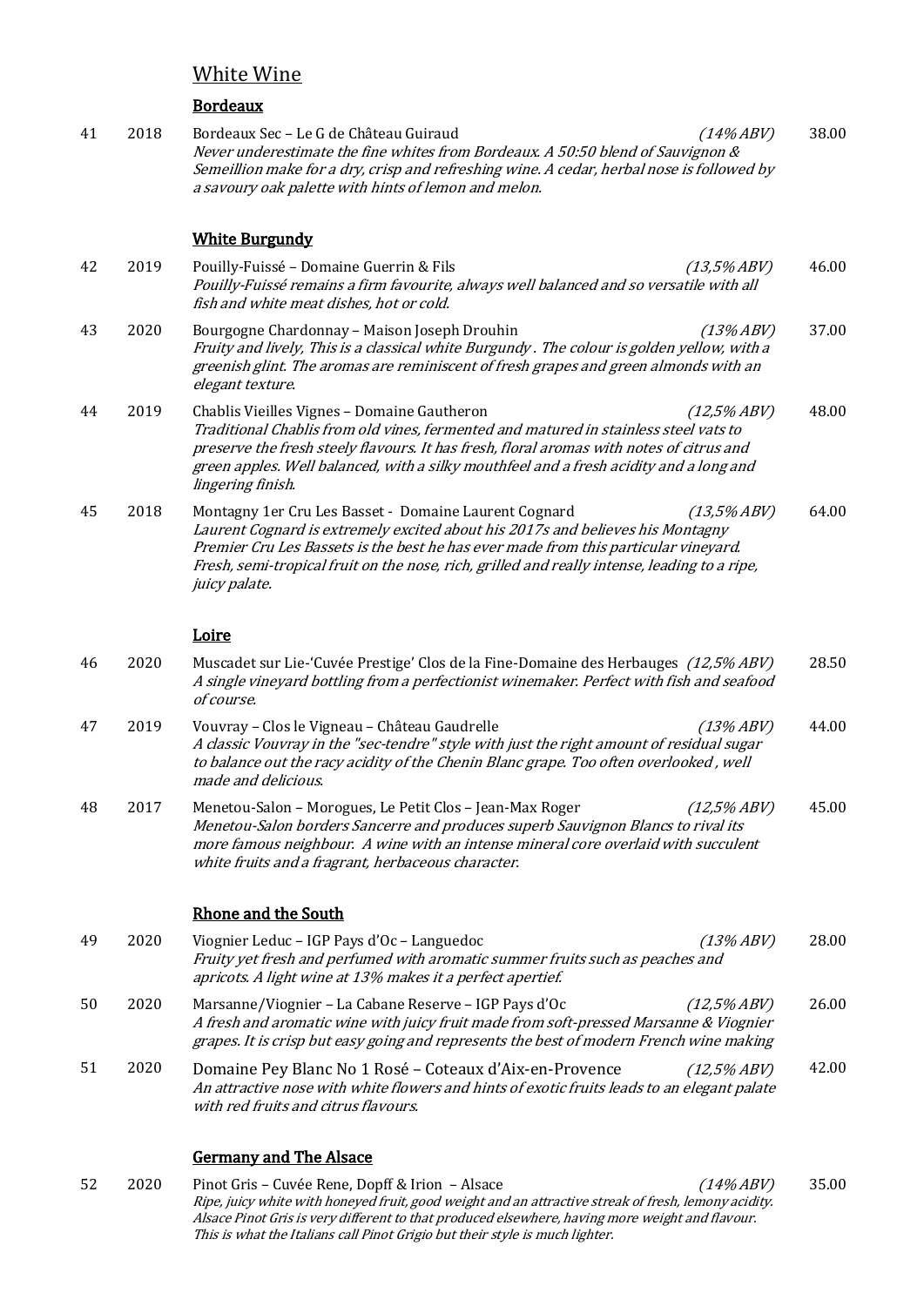## White Wine

### Bordeaux

**41** | 2018 | Bordeaux Sec – Le G de Château Guiraud *(14% ABV)* | 38.00

*Never underestimate the fine whites from Bordeaux. A 50:50 blend of Sauvignon & Semeillion make for a dry, crisp and refreshing wine. A cedar, herbal nose is followed by a savoury oak palette with hints of lemon and melon.*

### White Burgundy

**42** | 2019 | Pouilly-Fuissé – Domaine Guerrin & Fils *(13,5% ABV)* | 46.00

*Pouilly-Fuissé remains a firm favourite, always well balanced and so versatile with all fish and white meat dishes, hot or cold.*

**43** | 2020 | Bourgogne Chardonnay – Maison Joseph Drouhin *(13% ABV)* | 37.00

*Fruity and lively, This is a classical white Burgundy . The colour is golden yellow, with a greenish glint. The aromas are reminiscent of fresh grapes and green almonds with an elegant texture.*

**44** | 2019 | Chablis Vieilles Vignes – Domaine Gautheron *(12,5% ABV)* | 48.00

*Traditional Chablis from old vines, fermented and matured in stainless steel vats to preserve the fresh steely flavours. It has fresh, floral aromas with notes of citrus and green apples. Well balanced, with a silky mouthfeel and a fresh acidity and a long and lingering finish.*

**45** | 2018 | Montagny 1er Cru Les Basset - Domaine Laurent Cognard *(13,5% ABV)* | 64.00

*Laurent Cognard is extremely excited about his 2017s and believes his Montagny Premier Cru Les Bassets is the best he has ever made from this particular vineyard. Fresh, semi-tropical fruit on the nose, rich, grilled and really intense, leading to a ripe, juicy palate.*

### Loire

**46** | 2020 | Muscadet sur Lie-'Cuvée Prestige' Clos de la Fine-Domaine des Herbauges *(12,5% ABV)* | 28.50

*A single vineyard bottling from a perfectionist winemaker. Perfect with fish and seafood of course.*

**47** | 2019 | Vouvray – Clos le Vigneau – Château Gaudrelle *(13% ABV)* | 44.00

*A classic Vouvray in the "sec-tendre" style with just the right amount of residual sugar to balance out the racy acidity of the Chenin Blanc grape. Too often overlooked , well made and delicious.*

**48** | 2017 | Menetou-Salon – Morogues, Le Petit Clos – Jean-Max Roger *(12,5% ABV)* | 45.00

*Menetou-Salon borders Sancerre and produces superb Sauvignon Blancs to rival its more famous neighbour. A wine with an intense mineral core overlaid with succulent white fruits and a fragrant, herbaceous character.*

### Rhone and the South

**49** | 2020 | Viognier Leduc – IGP Pays d'Oc – Languedoc *(13% ABV)* | 28.00

*Fruity yet fresh and perfumed with aromatic summer fruits such as peaches and apricots. A light wine at 13% makes it a perfect apertief.*

**50** | 2020 | Marsanne/Viognier – La Cabane Reserve – IGP Pays d'Oc *(12,5% ABV)* | 26.00

*A fresh and aromatic wine with juicy fruit made from soft-pressed Marsanne & Viognier grapes. It is crisp but easy going and represents the best of modern French wine making*

**51** | 2020 | Domaine Pey Blanc No 1 Rosé – Coteaux d'Aix-en-Provence *(12,5% ABV)* | 42.00

*An attractive nose with white flowers and hints of exotic fruits leads to an elegant palate with red fruits and citrus flavours.*

### Germany and The Alsace

**52** | 2020 | Pinot Gris – Cuvée Rene, Dopff & Irion – Alsace *(14% ABV)* | 35.00

*Ripe, juicy white with honeyed fruit, good weight and an attractive streak of fresh, lemony acidity. Alsace Pinot Gris is very different to that produced elsewhere, having more weight and flavour. This is what the Italians call Pinot Grigio but their style is much lighter.*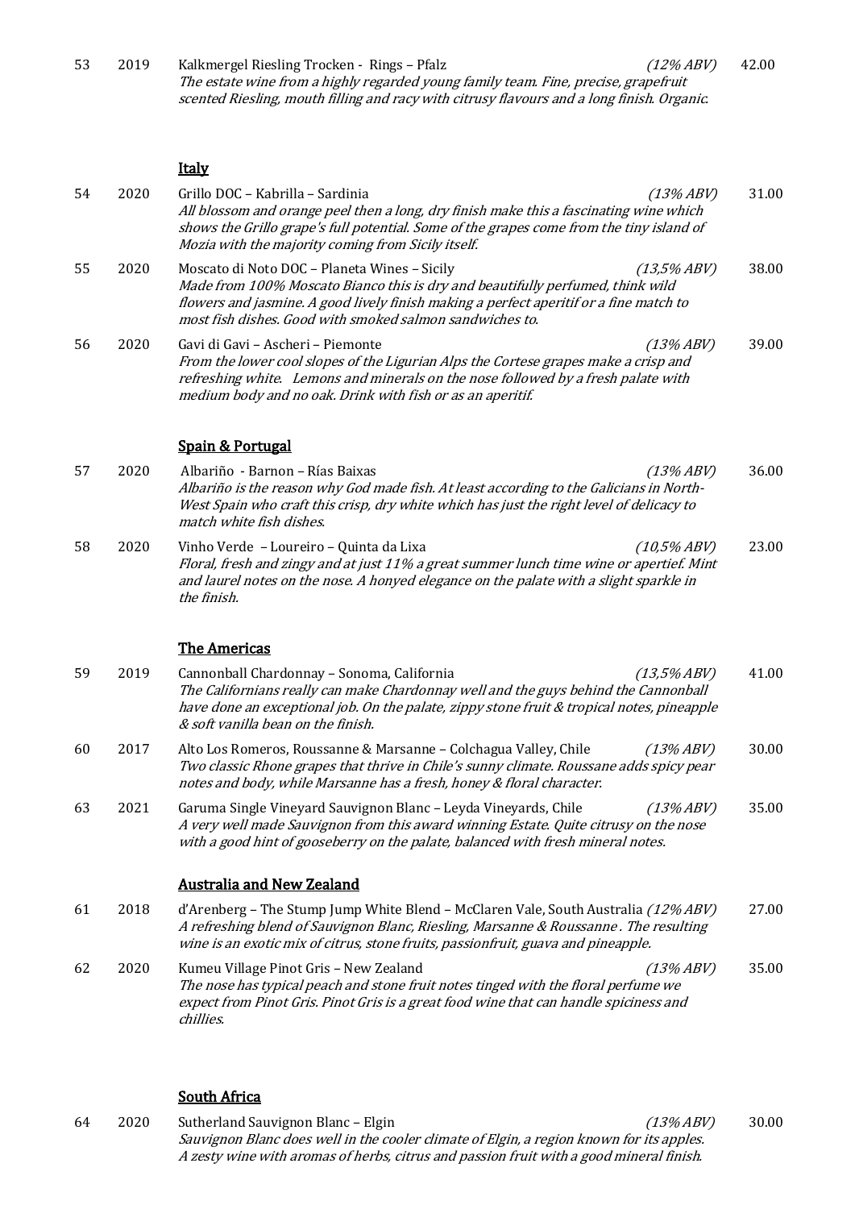53 2019 Kalkmergel Riesling Trocken - Rings – Pfalz *(12% ABV)* 42.00
*The estate wine from a highly regarded young family team. Fine, precise, grapefruit scented Riesling, mouth filling and racy with citrusy flavours and a long finish. Organic.*

## Italy

54 2020 Grillo DOC – Kabrilla – Sardinia *(13% ABV)* 31.00
*All blossom and orange peel then a long, dry finish make this a fascinating wine which shows the Grillo grape's full potential. Some of the grapes come from the tiny island of Mozia with the majority coming from Sicily itself.*

55 2020 Moscato di Noto DOC – Planeta Wines – Sicily *(13,5% ABV)* 38.00
*Made from 100% Moscato Bianco this is dry and beautifully perfumed, think wild flowers and jasmine. A good lively finish making a perfect aperitif or a fine match to most fish dishes. Good with smoked salmon sandwiches to.*

56 2020 Gavi di Gavi – Ascheri – Piemonte *(13% ABV)* 39.00
*From the lower cool slopes of the Ligurian Alps the Cortese grapes make a crisp and refreshing white. Lemons and minerals on the nose followed by a fresh palate with medium body and no oak. Drink with fish or as an aperitif.*

## Spain & Portugal

57 2020 Albariño - Barnon – Rías Baixas *(13% ABV)* 36.00
*Albariño is the reason why God made fish. At least according to the Galicians in North-West Spain who craft this crisp, dry white which has just the right level of delicacy to match white fish dishes.*

58 2020 Vinho Verde – Loureiro – Quinta da Lixa *(10,5% ABV)* 23.00
*Floral, fresh and zingy and at just 11% a great summer lunch time wine or apertief. Mint and laurel notes on the nose. A honyed elegance on the palate with a slight sparkle in the finish.*

## The Americas

59 2019 Cannonball Chardonnay – Sonoma, California *(13,5% ABV)* 41.00
*The Californians really can make Chardonnay well and the guys behind the Cannonball have done an exceptional job. On the palate, zippy stone fruit & tropical notes, pineapple & soft vanilla bean on the finish.*

60 2017 Alto Los Romeros, Roussanne & Marsanne – Colchagua Valley, Chile *(13% ABV)* 30.00
*Two classic Rhone grapes that thrive in Chile's sunny climate. Roussane adds spicy pear notes and body, while Marsanne has a fresh, honey & floral character.*

63 2021 Garuma Single Vineyard Sauvignon Blanc – Leyda Vineyards, Chile *(13% ABV)* 35.00
*A very well made Sauvignon from this award winning Estate. Quite citrusy on the nose with a good hint of gooseberry on the palate, balanced with fresh mineral notes.*

## Australia and New Zealand

61 2018 d'Arenberg – The Stump Jump White Blend – McClaren Vale, South Australia *(12% ABV)* 27.00
*A refreshing blend of Sauvignon Blanc, Riesling, Marsanne & Roussanne . The resulting wine is an exotic mix of citrus, stone fruits, passionfruit, guava and pineapple.*

62 2020 Kumeu Village Pinot Gris – New Zealand *(13% ABV)* 35.00
*The nose has typical peach and stone fruit notes tinged with the floral perfume we expect from Pinot Gris. Pinot Gris is a great food wine that can handle spiciness and chillies.*

## South Africa

64 2020 Sutherland Sauvignon Blanc – Elgin *(13% ABV)* 30.00
*Sauvignon Blanc does well in the cooler climate of Elgin, a region known for its apples. A zesty wine with aromas of herbs, citrus and passion fruit with a good mineral finish.*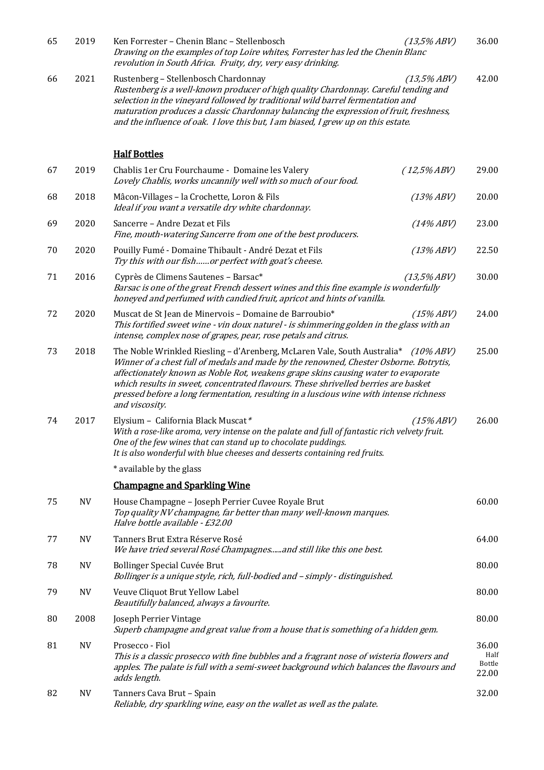| | | | |
|---|---|---|---|
| 65 | 2019 | Ken Forrester – Chenin Blanc – Stellenbosch *(13,5% ABV)*<br>*Drawing on the examples of top Loire whites, Forrester has led the Chenin Blanc revolution in South Africa. Fruity, dry, very easy drinking.* | 36.00 |
| 66 | 2021 | Rustenberg – Stellenbosch Chardonnay *(13,5% ABV)*<br>*Rustenberg is a well-known producer of high quality Chardonnay. Careful tending and selection in the vineyard followed by traditional wild barrel fermentation and maturation produces a classic Chardonnay balancing the expression of fruit, freshness, and the influence of oak. I love this but, I am biased, I grew up on this estate.* | 42.00 |

## Half Bottles

| | | | |
|---|---|---|---|
| 67 | 2019 | Chablis 1er Cru Fourchaume - Domaine les Valery *( 12,5% ABV)*<br>*Lovely Chablis, works uncannily well with so much of our food.* | 29.00 |
| 68 | 2018 | Mâcon-Villages – la Crochette, Loron & Fils *(13% ABV)*<br>*Ideal if you want a versatile dry white chardonnay.* | 20.00 |
| 69 | 2020 | Sancerre – Andre Dezat et Fils *(14% ABV)*<br>*Fine, mouth-watering Sancerre from one of the best producers.* | 23.00 |
| 70 | 2020 | Pouilly Fumé - Domaine Thibault - André Dezat et Fils *(13% ABV)*<br>*Try this with our fish……or perfect with goat's cheese.* | 22.50 |
| 71 | 2016 | Cyprès de Climens Sautenes – Barsac* *(13,5% ABV)*<br>*Barsac is one of the great French dessert wines and this fine example is wonderfully honeyed and perfumed with candied fruit, apricot and hints of vanilla.* | 30.00 |
| 72 | 2020 | Muscat de St Jean de Minervois – Domaine de Barroubio* *(15% ABV)*<br>*This fortified sweet wine - vin doux naturel - is shimmering golden in the glass with an intense, complex nose of grapes, pear, rose petals and citrus.* | 24.00 |
| 73 | 2018 | The Noble Wrinkled Riesling – d'Arenberg, McLaren Vale, South Australia* *(10% ABV)*<br>*Winner of a chest full of medals and made by the renowned, Chester Osborne. Botrytis, affectionately known as Noble Rot, weakens grape skins causing water to evaporate which results in sweet, concentrated flavours. These shrivelled berries are basket pressed before a long fermentation, resulting in a luscious wine with intense richness and viscosity.* | 25.00 |
| 74 | 2017 | Elysium – California Black Muscat* *(15% ABV)*<br>*With a rose-like aroma, very intense on the palate and full of fantastic rich velvety fruit. One of the few wines that can stand up to chocolate puddings. It is also wonderful with blue cheeses and desserts containing red fruits.* | 26.00 |

\* available by the glass

## Champagne and Sparkling Wine

| | | | |
|---|---|---|---|
| 75 | NV | House Champagne – Joseph Perrier Cuvee Royale Brut<br>*Top quality NV champagne, far better than many well-known marques. Halve bottle available - £32.00* | 60.00 |
| 77 | NV | Tanners Brut Extra Réserve Rosé<br>*We have tried several Rosé Champagnes......and still like this one best.* | 64.00 |
| 78 | NV | Bollinger Special Cuvée Brut<br>*Bollinger is a unique style, rich, full-bodied and – simply - distinguished.* | 80.00 |
| 79 | NV | Veuve Cliquot Brut Yellow Label<br>*Beautifully balanced, always a favourite.* | 80.00 |
| 80 | 2008 | Joseph Perrier Vintage<br>*Superb champagne and great value from a house that is something of a hidden gem.* | 80.00 |
| 81 | NV | Prosecco - Fiol<br>*This is a classic prosecco with fine bubbles and a fragrant nose of wisteria flowers and apples. The palate is full with a semi-sweet background which balances the flavours and adds length.* | 36.00<br>Half Bottle<br>22.00 |
| 82 | NV | Tanners Cava Brut – Spain<br>*Reliable, dry sparkling wine, easy on the wallet as well as the palate.* | 32.00 |